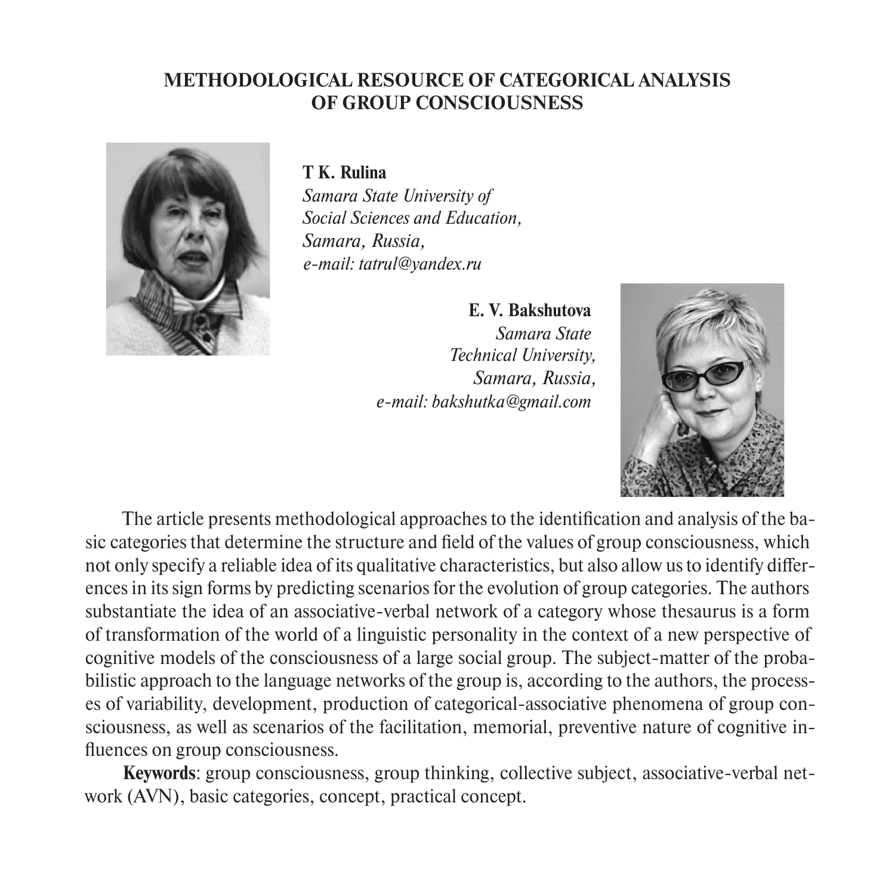# METHODOLOGICAL RESOURCE OF CATEGORICAL ANALYSIS OF GROUP CONSCIOUSNESS

**T K. Rulina**
*Samara State University of Social Sciences and Education,*
*Samara, Russia,*
*e-mail: tatrul@yandex.ru*

**E. V. Bakshutova**
*Samara State Technical University,*
*Samara, Russia,*
*e-mail: bakshutka@gmail.com*

The article presents methodological approaches to the identification and analysis of the basic categories that determine the structure and field of the values of group consciousness, which not only specify a reliable idea of its qualitative characteristics, but also allow us to identify differences in its sign forms by predicting scenarios for the evolution of group categories. The authors substantiate the idea of an associative-verbal network of a category whose thesaurus is a form of transformation of the world of a linguistic personality in the context of a new perspective of cognitive models of the consciousness of a large social group. The subject-matter of the probabilistic approach to the language networks of the group is, according to the authors, the processes of variability, development, production of categorical-associative phenomena of group consciousness, as well as scenarios of the facilitation, memorial, preventive nature of cognitive influences on group consciousness.

**Keywords**: group consciousness, group thinking, collective subject, associative-verbal network (AVN), basic categories, concept, practical concept.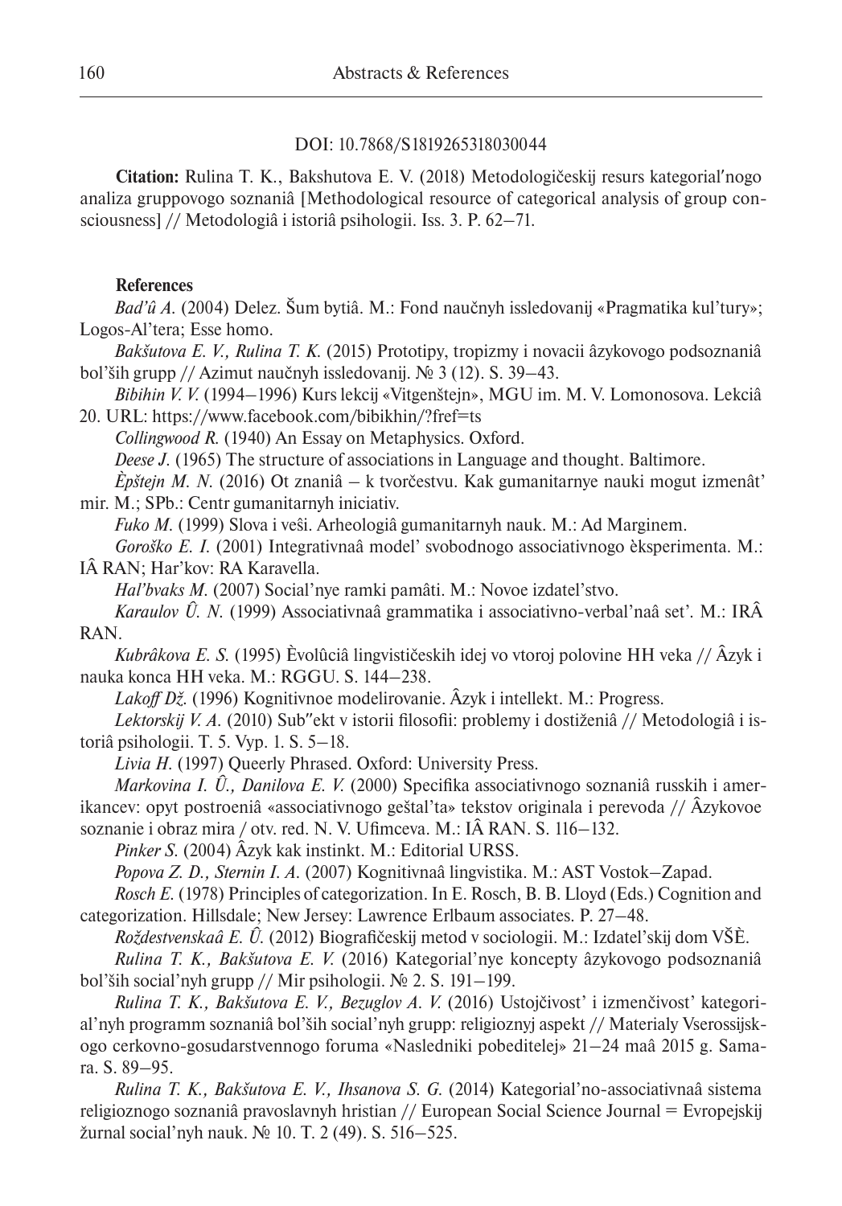DOI: 10.7868/S1819265318030044

**Citation:** Rulina T. K., Bakshutova E. V. (2018) Metodologičeskij resurs kategorial′nogo analiza gruppovogo soznaniâ [Methodological resource of categorical analysis of group consciousness] // Metodologiâ i istoriâ psihologii. Iss. 3. P. 62–71.

**References**

*Bad'û A.* (2004) Delez. Šum bytiâ. M.: Fond naučnyh issledovanij «Pragmatika kul'tury»; Logos-Al'tera; Esse homo.

*Bakšutova E. V., Rulina T. K.* (2015) Prototipy, tropizmy i novacii âzykovogo podsoznaniâ bol'ših grupp // Azimut naučnyh issledovanij. № 3 (12). S. 39–43.

*Bibihin V. V.* (1994–1996) Kurs lekcij «Vitgenštejn», MGU im. M. V. Lomonosova. Lekciâ 20. URL: https://www.facebook.com/bibikhin/?fref=ts

*Collingwood R.* (1940) An Essay on Metaphysics. Oxford.

*Deese J.* (1965) The structure of associations in Language and thought. Baltimore.

*Èpštejn M. N.* (2016) Ot znaniâ – k tvorčestvu. Kak gumanitarnye nauki mogut izmenât' mir. M.; SPb.: Centr gumanitarnyh iniciativ.

*Fuko M.* (1999) Slova i veŝi. Arheologiâ gumanitarnyh nauk. M.: Ad Marginem.

*Goroško E. I.* (2001) Integrativnaâ model' svobodnogo associativnogo èksperimenta. M.: IÂ RAN; Har'kov: RA Karavella.

*Hal'bvaks M.* (2007) Social'nye ramki pamâti. M.: Novoe izdatel'stvo.

*Karaulov Û. N.* (1999) Associativnaâ grammatika i associativno-verbal'naâ set'. M.: IRÂ RAN.

*Kubrâkova E. S.* (1995) Èvolûciâ lingvističeskih idej vo vtoroj polovine HH veka // Âzyk i nauka konca HH veka. M.: RGGU. S. 144–238.

*Lakoff Dž.* (1996) Kognitivnoe modelirovanie. Âzyk i intellekt. M.: Progress.

*Lektorskij V. A.* (2010) Sub"ekt v istorii filosofii: problemy i dostiženiâ // Metodologiâ i istoriâ psihologii. T. 5. Vyp. 1. S. 5–18.

*Livia H.* (1997) Queerly Phrased. Oxford: University Press.

*Markovina I. Û., Danilova E. V.* (2000) Specifika associativnogo soznaniâ russkih i amerikancev: opyt postroeniâ «associativnogo geštal'ta» tekstov originala i perevoda // Âzykovoe soznanie i obraz mira / otv. red. N. V. Ufimceva. M.: IÂ RAN. S. 116–132.

*Pinker S.* (2004) Âzyk kak instinkt. M.: Editorial URSS.

*Popova Z. D., Sternin I. A.* (2007) Kognitivnaâ lingvistika. M.: AST Vostok–Zapad.

*Rosch E.* (1978) Principles of categorization. In E. Rosch, B. B. Lloyd (Eds.) Cognition and categorization. Hillsdale; New Jersey: Lawrence Erlbaum associates. P. 27–48.

*Roždestvenskaâ E. Û.* (2012) Biografičeskij metod v sociologii. M.: Izdatel'skij dom VŠÈ.

*Rulina T. K., Bakšutova E. V.* (2016) Kategorial'nye koncepty âzykovogo podsoznaniâ bol'ših social'nyh grupp // Mir psihologii. № 2. S. 191–199.

*Rulina T. K., Bakšutova E. V., Bezuglov A. V.* (2016) Ustojčivost' i izmenčivost' kategorial'nyh programm soznaniâ bol'ših social'nyh grupp: religioznyj aspekt // Materialy Vserossijskogo cerkovno-gosudarstvennogo foruma «Nasledniki pobeditelej» 21–24 maâ 2015 g. Samara. S. 89–95.

*Rulina T. K., Bakšutova E. V., Ihsanova S. G.* (2014) Kategorial'no-associativnaâ sistema religioznogo soznaniâ pravoslavnyh hristian // European Social Science Journal = Evropejskij žurnal social'nyh nauk. № 10. T. 2 (49). S. 516–525.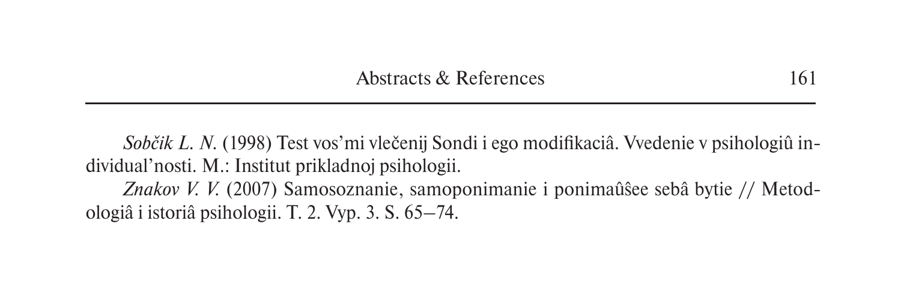*Sobčik L. N.* (1998) Test vos'mi vlečenij Sondi i ego modifikaciâ. Vvedenie v psihologiû individual'nosti. M.: Institut prikladnoj psihologii.

*Znakov V. V.* (2007) Samosoznanie, samoponimanie i ponimaûŝee sebâ bytie // Metodologiâ i istoriâ psihologii. T. 2. Vyp. 3. S. 65–74.